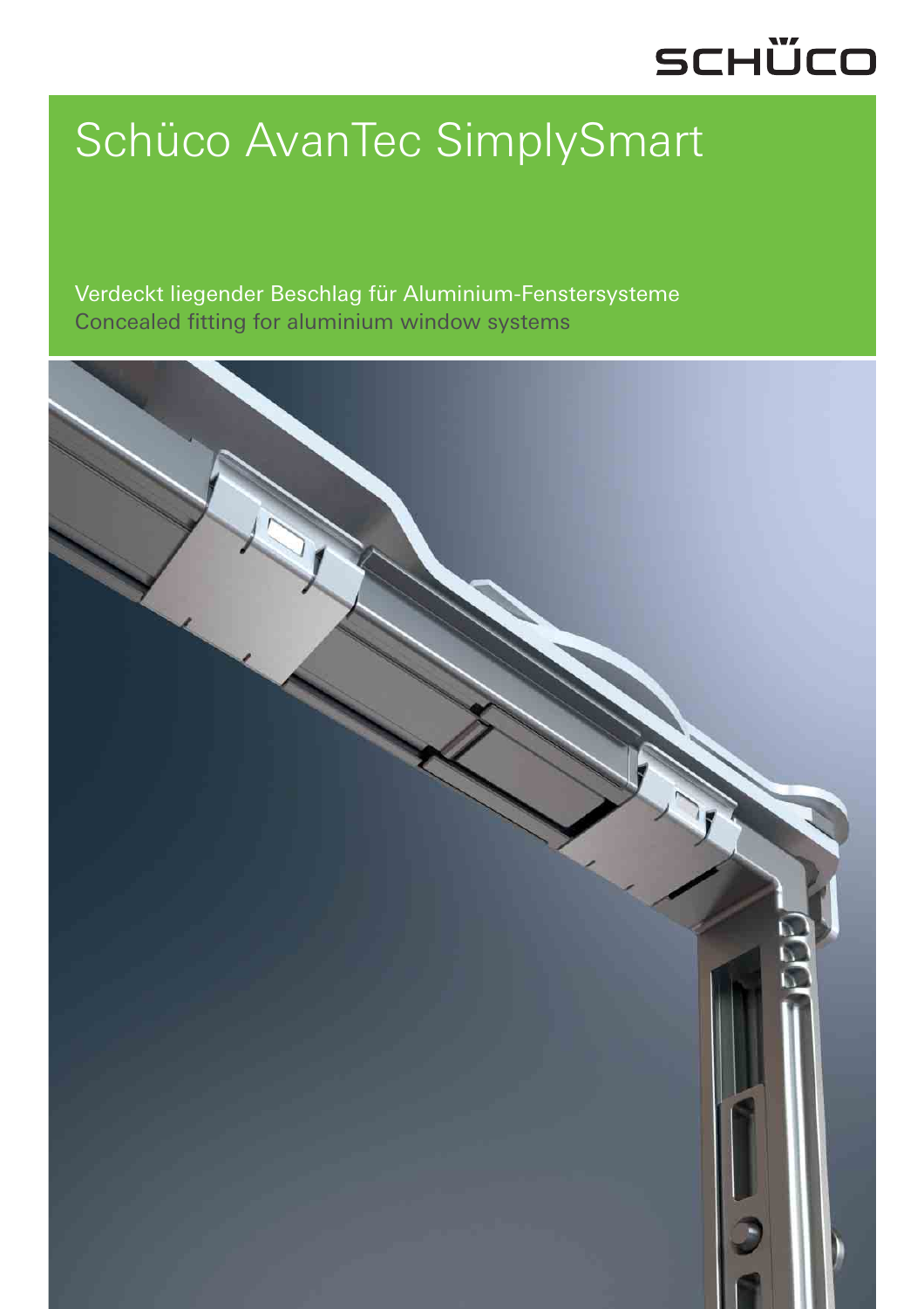SCHÜCO

# Schüco AvanTec SimplySmart

Verdeckt liegender Beschlag für Aluminium-Fenstersysteme
Concealed fitting for aluminium window systems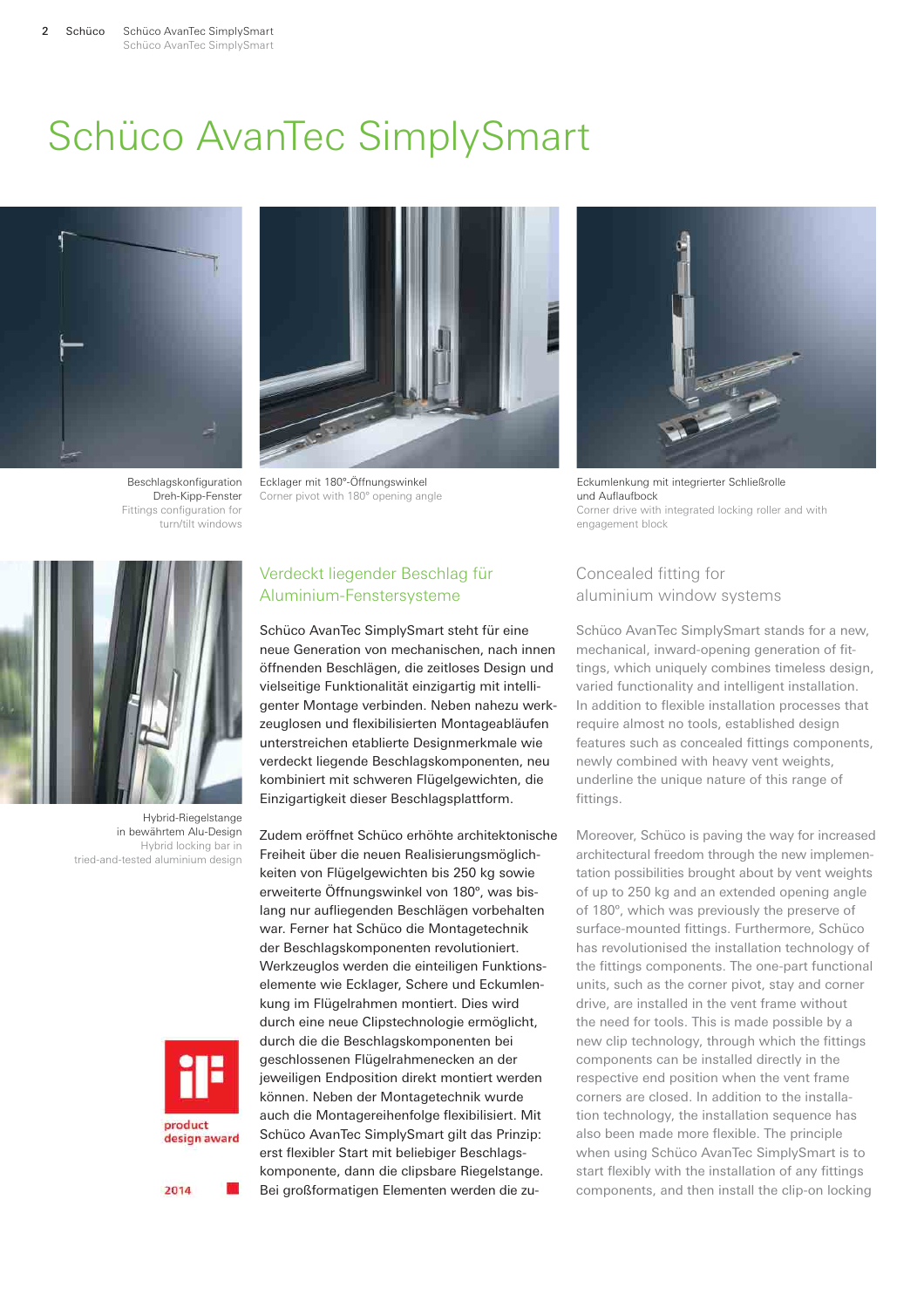# Schüco AvanTec SimplySmart

Beschlagskonfiguration Dreh-Kipp-Fenster
Fittings configuration for turn/tilt windows

Ecklager mit 180°-Öffnungswinkel
Corner pivot with 180° opening angle

Eckumlenkung mit integrierter Schließrolle und Auflaufbock
Corner drive with integrated locking roller and with engagement block

Hybrid-Riegelstange in bewährtem Alu-Design
Hybrid locking bar in tried-and-tested aluminium design

## Verdeckt liegender Beschlag für Aluminium-Fenstersysteme

Schüco AvanTec SimplySmart steht für eine neue Generation von mechanischen, nach innen öffnenden Beschlägen, die zeitloses Design und vielseitige Funktionalität einzigartig mit intelligenter Montage verbinden. Neben nahezu werkzeuglosen und flexibilisierten Montageabläufen unterstreichen etablierte Designmerkmale wie verdeckt liegende Beschlagskomponenten, neu kombiniert mit schweren Flügelgewichten, die Einzigartigkeit dieser Beschlagsplattform.

Zudem eröffnet Schüco erhöhte architektonische Freiheit über die neuen Realisierungsmöglichkeiten von Flügelgewichten bis 250 kg sowie erweiterte Öffnungswinkel von 180°, was bislang nur aufliegenden Beschlägen vorbehalten war. Ferner hat Schüco die Montagetechnik der Beschlagskomponenten revolutioniert. Werkzeuglos werden die einteiligen Funktionselemente wie Ecklager, Schere und Eckumlenkung im Flügelrahmen montiert. Dies wird durch eine neue Clipstechnologie ermöglicht, durch die die Beschlagskomponenten bei geschlossenen Flügelrahmenecken an der jeweiligen Endposition direkt montiert werden können. Neben der Montagetechnik wurde auch die Montagereihenfolge flexibilisiert. Mit Schüco AvanTec SimplySmart gilt das Prinzip: erst flexibler Start mit beliebiger Beschlagskomponente, dann die clipsbare Riegelstange. Bei großformatigen Elementen werden die zu-

## Concealed fitting for aluminium window systems

Schüco AvanTec SimplySmart stands for a new, mechanical, inward-opening generation of fittings, which uniquely combines timeless design, varied functionality and intelligent installation. In addition to flexible installation processes that require almost no tools, established design features such as concealed fittings components, newly combined with heavy vent weights, underline the unique nature of this range of fittings.

Moreover, Schüco is paving the way for increased architectural freedom through the new implementation possibilities brought about by vent weights of up to 250 kg and an extended opening angle of 180°, which was previously the preserve of surface-mounted fittings. Furthermore, Schüco has revolutionised the installation technology of the fittings components. The one-part functional units, such as the corner pivot, stay and corner drive, are installed in the vent frame without the need for tools. This is made possible by a new clip technology, through which the fittings components can be installed directly in the respective end position when the vent frame corners are closed. In addition to the installation technology, the installation sequence has also been made more flexible. The principle when using Schüco AvanTec SimplySmart is to start flexibly with the installation of any fittings components, and then install the clip-on locking

iF product design award 2014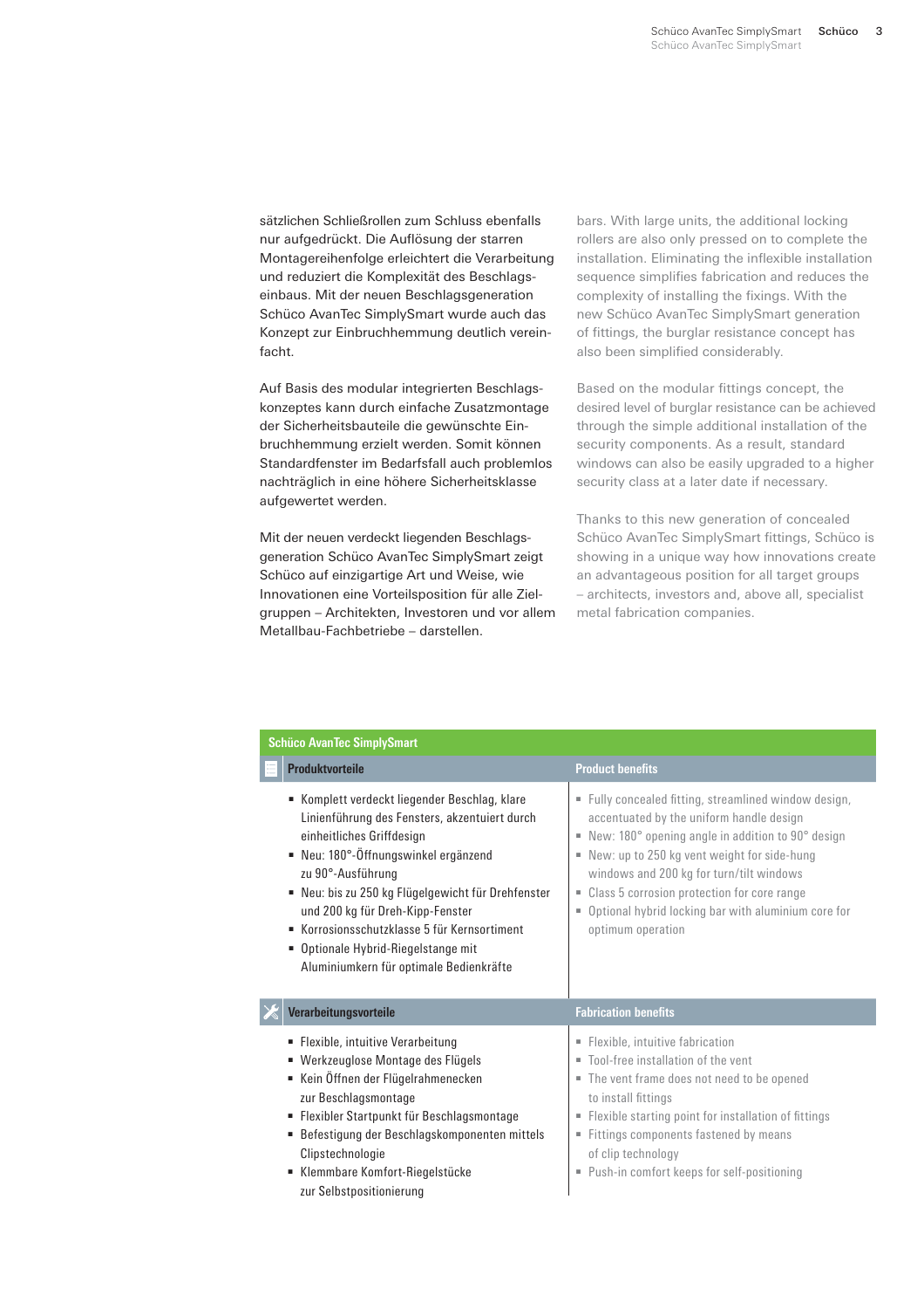sätzlichen Schließrollen zum Schluss ebenfalls nur aufgedrückt. Die Auflösung der starren Montagereihenfolge erleichtert die Verarbeitung und reduziert die Komplexität des Beschlagseinbaus. Mit der neuen Beschlagsgeneration Schüco AvanTec SimplySmart wurde auch das Konzept zur Einbruchhemmung deutlich vereinfacht.

Auf Basis des modular integrierten Beschlagskonzeptes kann durch einfache Zusatzmontage der Sicherheitsbauteile die gewünschte Einbruchhemmung erzielt werden. Somit können Standardfenster im Bedarfsfall auch problemlos nachträglich in eine höhere Sicherheitsklasse aufgewertet werden.

Mit der neuen verdeckt liegenden Beschlagsgeneration Schüco AvanTec SimplySmart zeigt Schüco auf einzigartige Art und Weise, wie Innovationen eine Vorteilsposition für alle Zielgruppen – Architekten, Investoren und vor allem Metallbau-Fachbetriebe – darstellen.

bars. With large units, the additional locking rollers are also only pressed on to complete the installation. Eliminating the inflexible installation sequence simplifies fabrication and reduces the complexity of installing the fixings. With the new Schüco AvanTec SimplySmart generation of fittings, the burglar resistance concept has also been simplified considerably.

Based on the modular fittings concept, the desired level of burglar resistance can be achieved through the simple additional installation of the security components. As a result, standard windows can also be easily upgraded to a higher security class at a later date if necessary.

Thanks to this new generation of concealed Schüco AvanTec SimplySmart fittings, Schüco is showing in a unique way how innovations create an advantageous position for all target groups – architects, investors and, above all, specialist metal fabrication companies.

**Schüco AvanTec SimplySmart**

| Produktvorteile | Product benefits |
|---|---|
| ▪ Komplett verdeckt liegender Beschlag, klare Linienführung des Fensters, akzentuiert durch einheitliches Griffdesign<br>▪ Neu: 180°-Öffnungswinkel ergänzend zu 90°-Ausführung<br>▪ Neu: bis zu 250 kg Flügelgewicht für Drehfenster und 200 kg für Dreh-Kipp-Fenster<br>▪ Korrosionsschutzklasse 5 für Kernsortiment<br>▪ Optionale Hybrid-Riegelstange mit Aluminiumkern für optimale Bedienkräfte | ▪ Fully concealed fitting, streamlined window design, accentuated by the uniform handle design<br>▪ New: 180° opening angle in addition to 90° design<br>▪ New: up to 250 kg vent weight for side-hung windows and 200 kg for turn/tilt windows<br>▪ Class 5 corrosion protection for core range<br>▪ Optional hybrid locking bar with aluminium core for optimum operation |
| **Verarbeitungsvorteile** | **Fabrication benefits** |
| ▪ Flexible, intuitive Verarbeitung<br>▪ Werkzeuglose Montage des Flügels<br>▪ Kein Öffnen der Flügelrahmenecken zur Beschlagsmontage<br>▪ Flexibler Startpunkt für Beschlagsmontage<br>▪ Befestigung der Beschlagskomponenten mittels Clipstechnologie<br>▪ Klemmbare Komfort-Riegelstücke zur Selbstpositionierung | ▪ Flexible, intuitive fabrication<br>▪ Tool-free installation of the vent<br>▪ The vent frame does not need to be opened to install fittings<br>▪ Flexible starting point for installation of fittings<br>▪ Fittings components fastened by means of clip technology<br>▪ Push-in comfort keeps for self-positioning |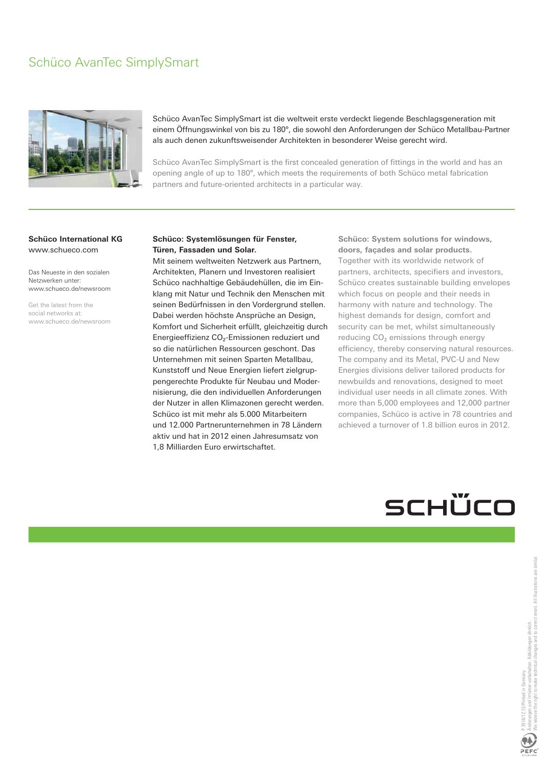# Schüco AvanTec SimplySmart

Schüco AvanTec SimplySmart ist die weltweit erste verdeckt liegende Beschlagsgeneration mit einem Öffnungswinkel von bis zu 180°, die sowohl den Anforderungen der Schüco Metallbau-Partner als auch denen zukunftsweisender Architekten in besonderer Weise gerecht wird.

Schüco AvanTec SimplySmart is the first concealed generation of fittings in the world and has an opening angle of up to 180°, which meets the requirements of both Schüco metal fabrication partners and future-oriented architects in a particular way.

**Schüco International KG**
www.schueco.com

Das Neueste in den sozialen Netzwerken unter:
www.schueco.de/newsroom

Get the latest from the social networks at:
www.schueco.de/newsroom

**Schüco: Systemlösungen für Fenster, Türen, Fassaden und Solar.**
Mit seinem weltweiten Netzwerk aus Partnern, Architekten, Planern und Investoren realisiert Schüco nachhaltige Gebäudehüllen, die im Einklang mit Natur und Technik den Menschen mit seinen Bedürfnissen in den Vordergrund stellen. Dabei werden höchste Ansprüche an Design, Komfort und Sicherheit erfüllt, gleichzeitig durch Energieeffizienz $CO_2$-Emissionen reduziert und so die natürlichen Ressourcen geschont. Das Unternehmen mit seinen Sparten Metallbau, Kunststoff und Neue Energien liefert zielgruppengerechte Produkte für Neubau und Modernisierung, die den individuellen Anforderungen der Nutzer in allen Klimazonen gerecht werden. Schüco ist mit mehr als 5.000 Mitarbeitern und 12.000 Partnerunternehmen in 78 Ländern aktiv und hat in 2012 einen Jahresumsatz von 1,8 Milliarden Euro erwirtschaftet.

**Schüco: System solutions for windows, doors, façades and solar products.**
Together with its worldwide network of partners, architects, specifiers and investors, Schüco creates sustainable building envelopes which focus on people and their needs in harmony with nature and technology. The highest demands for design, comfort and security can be met, whilst simultaneously reducing $CO_2$ emissions through energy efficiency, thereby conserving natural resources. The company and its Metal, PVC-U and New Energies divisions deliver tailored products for newbuilds and renovations, designed to meet individual user needs in all climate zones. With more than 5,000 employees and 12,000 partner companies, Schüco is active in 78 countries and achieved a turnover of 1.8 billion euros in 2012.

SCHÜCO

P 3914/12.13/Printed in Germany
Änderungen und Irrtümer vorbehalten. Abbildungen ähnlich.
We reserve the right to make technical changes and to correct errors. All illustrations are similar.